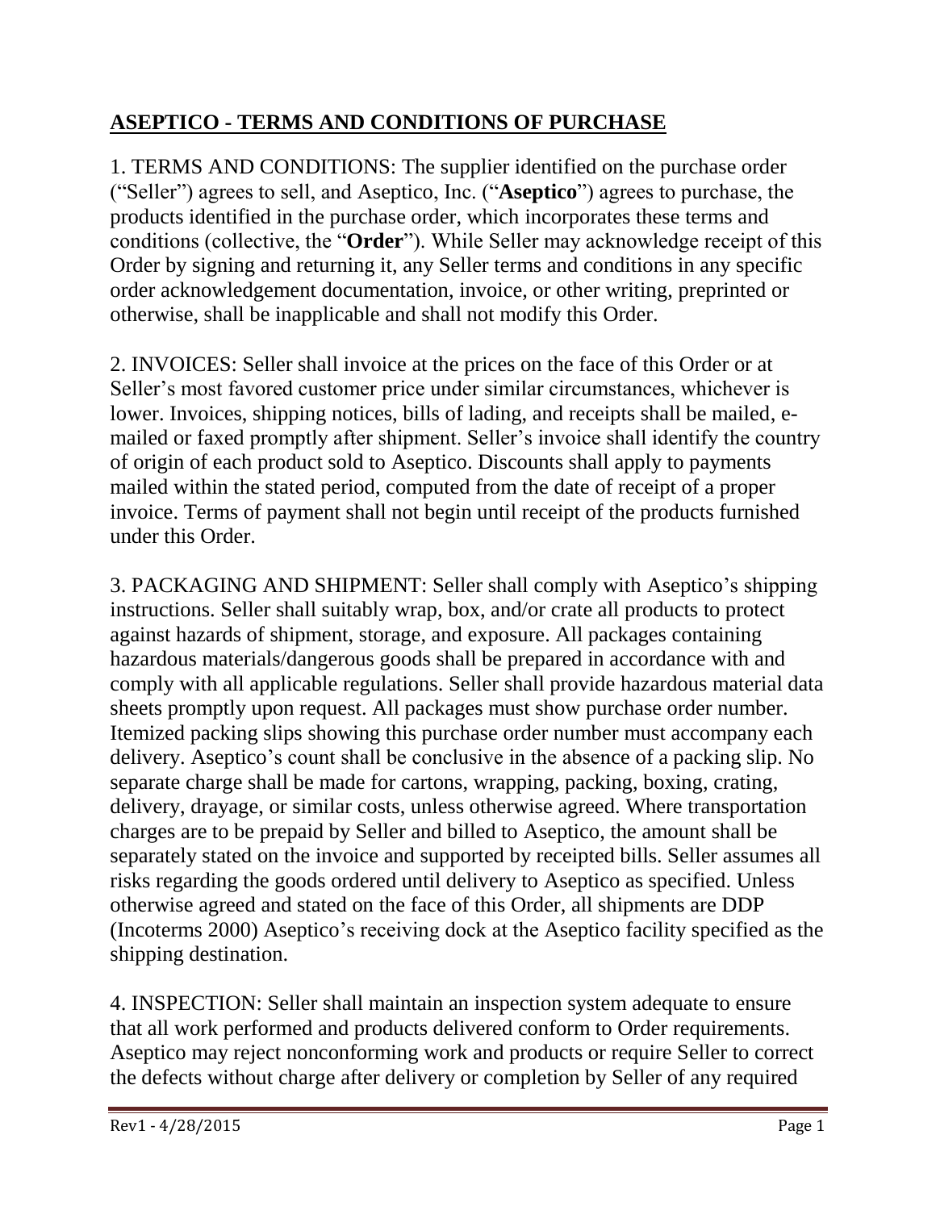# ASEPTICO - TERMS AND CONDITIONS OF PURCHASE

1. TERMS AND CONDITIONS: The supplier identified on the purchase order ("Seller") agrees to sell, and Aseptico, Inc. ("**Aseptico**") agrees to purchase, the products identified in the purchase order, which incorporates these terms and conditions (collective, the "**Order**"). While Seller may acknowledge receipt of this Order by signing and returning it, any Seller terms and conditions in any specific order acknowledgement documentation, invoice, or other writing, preprinted or otherwise, shall be inapplicable and shall not modify this Order.

2. INVOICES: Seller shall invoice at the prices on the face of this Order or at Seller's most favored customer price under similar circumstances, whichever is lower. Invoices, shipping notices, bills of lading, and receipts shall be mailed, e-mailed or faxed promptly after shipment. Seller's invoice shall identify the country of origin of each product sold to Aseptico. Discounts shall apply to payments mailed within the stated period, computed from the date of receipt of a proper invoice. Terms of payment shall not begin until receipt of the products furnished under this Order.

3. PACKAGING AND SHIPMENT: Seller shall comply with Aseptico's shipping instructions. Seller shall suitably wrap, box, and/or crate all products to protect against hazards of shipment, storage, and exposure. All packages containing hazardous materials/dangerous goods shall be prepared in accordance with and comply with all applicable regulations. Seller shall provide hazardous material data sheets promptly upon request. All packages must show purchase order number. Itemized packing slips showing this purchase order number must accompany each delivery. Aseptico's count shall be conclusive in the absence of a packing slip. No separate charge shall be made for cartons, wrapping, packing, boxing, crating, delivery, drayage, or similar costs, unless otherwise agreed. Where transportation charges are to be prepaid by Seller and billed to Aseptico, the amount shall be separately stated on the invoice and supported by receipted bills. Seller assumes all risks regarding the goods ordered until delivery to Aseptico as specified. Unless otherwise agreed and stated on the face of this Order, all shipments are DDP (Incoterms 2000) Aseptico's receiving dock at the Aseptico facility specified as the shipping destination.

4. INSPECTION: Seller shall maintain an inspection system adequate to ensure that all work performed and products delivered conform to Order requirements. Aseptico may reject nonconforming work and products or require Seller to correct the defects without charge after delivery or completion by Seller of any required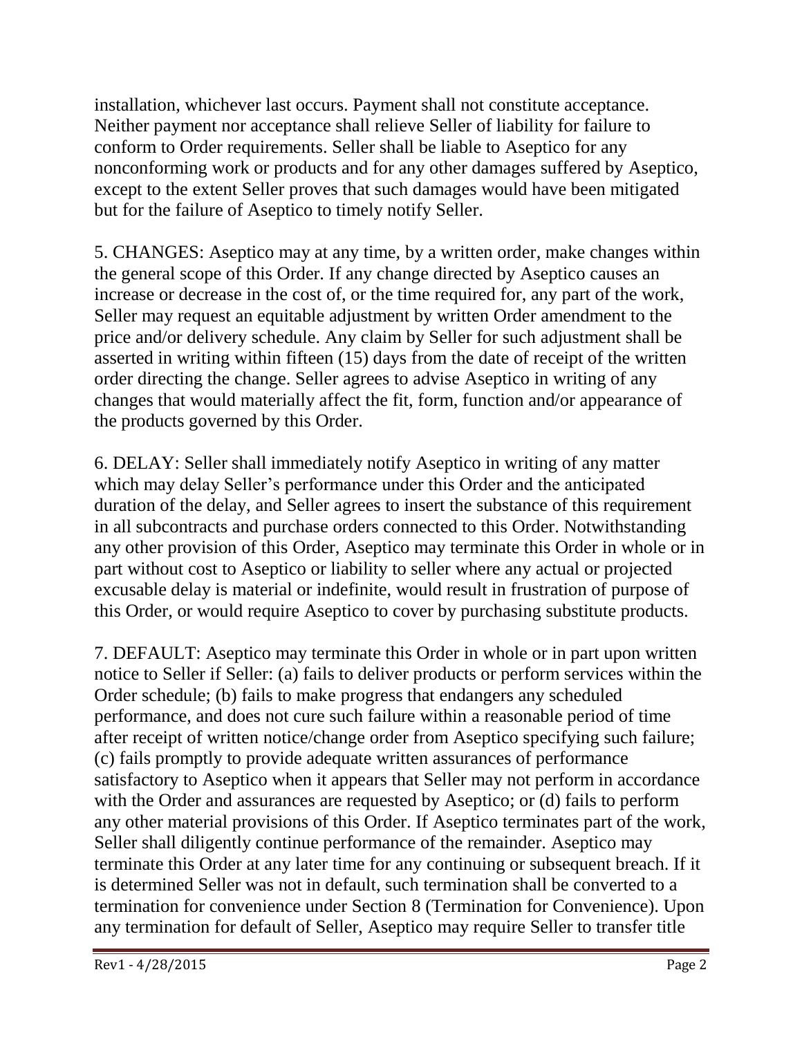installation, whichever last occurs. Payment shall not constitute acceptance. Neither payment nor acceptance shall relieve Seller of liability for failure to conform to Order requirements. Seller shall be liable to Aseptico for any nonconforming work or products and for any other damages suffered by Aseptico, except to the extent Seller proves that such damages would have been mitigated but for the failure of Aseptico to timely notify Seller.

5. CHANGES: Aseptico may at any time, by a written order, make changes within the general scope of this Order. If any change directed by Aseptico causes an increase or decrease in the cost of, or the time required for, any part of the work, Seller may request an equitable adjustment by written Order amendment to the price and/or delivery schedule. Any claim by Seller for such adjustment shall be asserted in writing within fifteen (15) days from the date of receipt of the written order directing the change. Seller agrees to advise Aseptico in writing of any changes that would materially affect the fit, form, function and/or appearance of the products governed by this Order.

6. DELAY: Seller shall immediately notify Aseptico in writing of any matter which may delay Seller's performance under this Order and the anticipated duration of the delay, and Seller agrees to insert the substance of this requirement in all subcontracts and purchase orders connected to this Order. Notwithstanding any other provision of this Order, Aseptico may terminate this Order in whole or in part without cost to Aseptico or liability to seller where any actual or projected excusable delay is material or indefinite, would result in frustration of purpose of this Order, or would require Aseptico to cover by purchasing substitute products.

7. DEFAULT: Aseptico may terminate this Order in whole or in part upon written notice to Seller if Seller: (a) fails to deliver products or perform services within the Order schedule; (b) fails to make progress that endangers any scheduled performance, and does not cure such failure within a reasonable period of time after receipt of written notice/change order from Aseptico specifying such failure; (c) fails promptly to provide adequate written assurances of performance satisfactory to Aseptico when it appears that Seller may not perform in accordance with the Order and assurances are requested by Aseptico; or (d) fails to perform any other material provisions of this Order. If Aseptico terminates part of the work, Seller shall diligently continue performance of the remainder. Aseptico may terminate this Order at any later time for any continuing or subsequent breach. If it is determined Seller was not in default, such termination shall be converted to a termination for convenience under Section 8 (Termination for Convenience). Upon any termination for default of Seller, Aseptico may require Seller to transfer title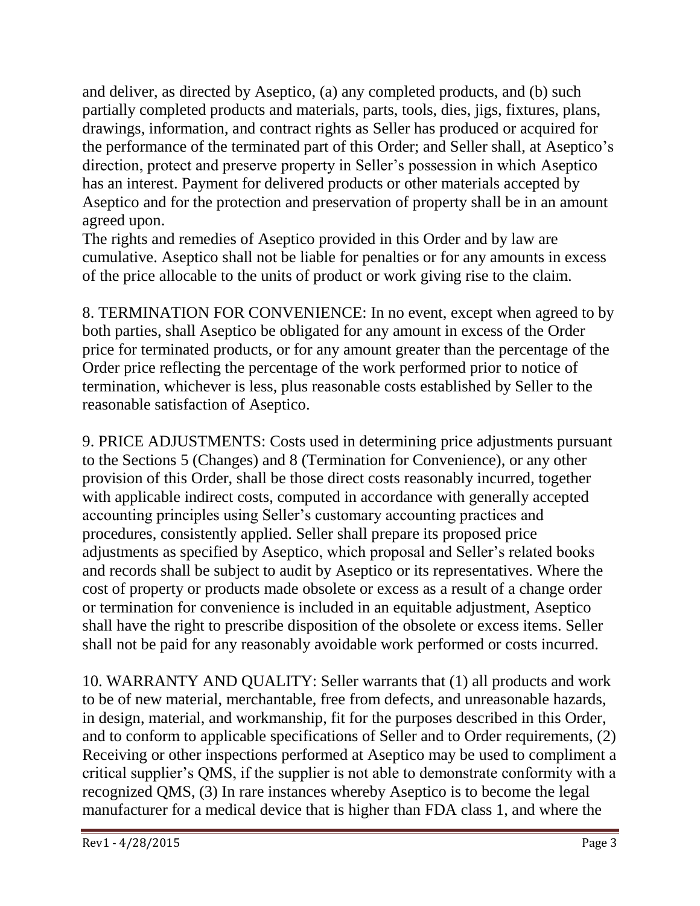and deliver, as directed by Aseptico, (a) any completed products, and (b) such partially completed products and materials, parts, tools, dies, jigs, fixtures, plans, drawings, information, and contract rights as Seller has produced or acquired for the performance of the terminated part of this Order; and Seller shall, at Aseptico's direction, protect and preserve property in Seller's possession in which Aseptico has an interest. Payment for delivered products or other materials accepted by Aseptico and for the protection and preservation of property shall be in an amount agreed upon.

The rights and remedies of Aseptico provided in this Order and by law are cumulative. Aseptico shall not be liable for penalties or for any amounts in excess of the price allocable to the units of product or work giving rise to the claim.

8. TERMINATION FOR CONVENIENCE: In no event, except when agreed to by both parties, shall Aseptico be obligated for any amount in excess of the Order price for terminated products, or for any amount greater than the percentage of the Order price reflecting the percentage of the work performed prior to notice of termination, whichever is less, plus reasonable costs established by Seller to the reasonable satisfaction of Aseptico.

9. PRICE ADJUSTMENTS: Costs used in determining price adjustments pursuant to the Sections 5 (Changes) and 8 (Termination for Convenience), or any other provision of this Order, shall be those direct costs reasonably incurred, together with applicable indirect costs, computed in accordance with generally accepted accounting principles using Seller's customary accounting practices and procedures, consistently applied. Seller shall prepare its proposed price adjustments as specified by Aseptico, which proposal and Seller's related books and records shall be subject to audit by Aseptico or its representatives. Where the cost of property or products made obsolete or excess as a result of a change order or termination for convenience is included in an equitable adjustment, Aseptico shall have the right to prescribe disposition of the obsolete or excess items. Seller shall not be paid for any reasonably avoidable work performed or costs incurred.

10. WARRANTY AND QUALITY: Seller warrants that (1) all products and work to be of new material, merchantable, free from defects, and unreasonable hazards, in design, material, and workmanship, fit for the purposes described in this Order, and to conform to applicable specifications of Seller and to Order requirements, (2) Receiving or other inspections performed at Aseptico may be used to compliment a critical supplier's QMS, if the supplier is not able to demonstrate conformity with a recognized QMS, (3) In rare instances whereby Aseptico is to become the legal manufacturer for a medical device that is higher than FDA class 1, and where the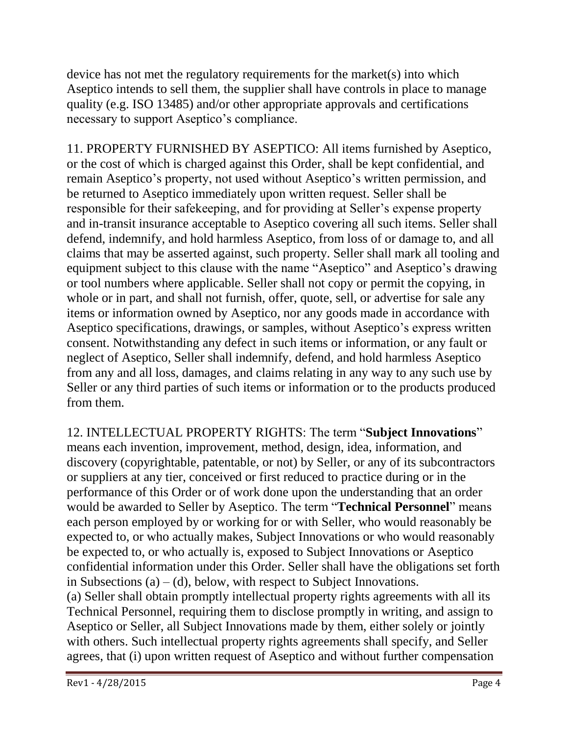device has not met the regulatory requirements for the market(s) into which Aseptico intends to sell them, the supplier shall have controls in place to manage quality (e.g. ISO 13485) and/or other appropriate approvals and certifications necessary to support Aseptico's compliance.

11. PROPERTY FURNISHED BY ASEPTICO: All items furnished by Aseptico, or the cost of which is charged against this Order, shall be kept confidential, and remain Aseptico's property, not used without Aseptico's written permission, and be returned to Aseptico immediately upon written request. Seller shall be responsible for their safekeeping, and for providing at Seller's expense property and in-transit insurance acceptable to Aseptico covering all such items. Seller shall defend, indemnify, and hold harmless Aseptico, from loss of or damage to, and all claims that may be asserted against, such property. Seller shall mark all tooling and equipment subject to this clause with the name "Aseptico" and Aseptico's drawing or tool numbers where applicable. Seller shall not copy or permit the copying, in whole or in part, and shall not furnish, offer, quote, sell, or advertise for sale any items or information owned by Aseptico, nor any goods made in accordance with Aseptico specifications, drawings, or samples, without Aseptico's express written consent. Notwithstanding any defect in such items or information, or any fault or neglect of Aseptico, Seller shall indemnify, defend, and hold harmless Aseptico from any and all loss, damages, and claims relating in any way to any such use by Seller or any third parties of such items or information or to the products produced from them.

12. INTELLECTUAL PROPERTY RIGHTS: The term "**Subject Innovations**" means each invention, improvement, method, design, idea, information, and discovery (copyrightable, patentable, or not) by Seller, or any of its subcontractors or suppliers at any tier, conceived or first reduced to practice during or in the performance of this Order or of work done upon the understanding that an order would be awarded to Seller by Aseptico. The term "**Technical Personnel**" means each person employed by or working for or with Seller, who would reasonably be expected to, or who actually makes, Subject Innovations or who would reasonably be expected to, or who actually is, exposed to Subject Innovations or Aseptico confidential information under this Order. Seller shall have the obligations set forth in Subsections (a) – (d), below, with respect to Subject Innovations.

(a) Seller shall obtain promptly intellectual property rights agreements with all its Technical Personnel, requiring them to disclose promptly in writing, and assign to Aseptico or Seller, all Subject Innovations made by them, either solely or jointly with others. Such intellectual property rights agreements shall specify, and Seller agrees, that (i) upon written request of Aseptico and without further compensation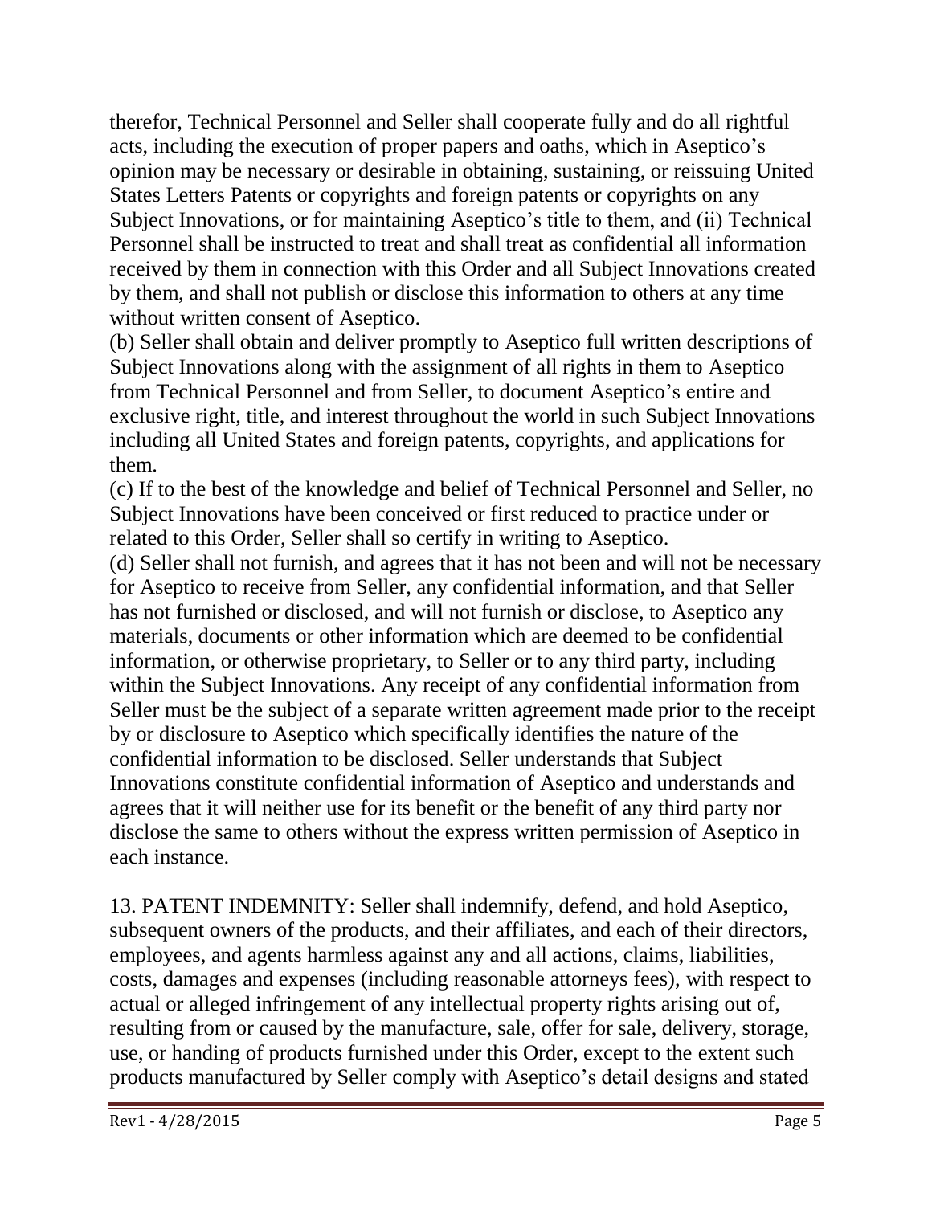therefor, Technical Personnel and Seller shall cooperate fully and do all rightful acts, including the execution of proper papers and oaths, which in Aseptico's opinion may be necessary or desirable in obtaining, sustaining, or reissuing United States Letters Patents or copyrights and foreign patents or copyrights on any Subject Innovations, or for maintaining Aseptico's title to them, and (ii) Technical Personnel shall be instructed to treat and shall treat as confidential all information received by them in connection with this Order and all Subject Innovations created by them, and shall not publish or disclose this information to others at any time without written consent of Aseptico.

(b) Seller shall obtain and deliver promptly to Aseptico full written descriptions of Subject Innovations along with the assignment of all rights in them to Aseptico from Technical Personnel and from Seller, to document Aseptico's entire and exclusive right, title, and interest throughout the world in such Subject Innovations including all United States and foreign patents, copyrights, and applications for them.

(c) If to the best of the knowledge and belief of Technical Personnel and Seller, no Subject Innovations have been conceived or first reduced to practice under or related to this Order, Seller shall so certify in writing to Aseptico.

(d) Seller shall not furnish, and agrees that it has not been and will not be necessary for Aseptico to receive from Seller, any confidential information, and that Seller has not furnished or disclosed, and will not furnish or disclose, to Aseptico any materials, documents or other information which are deemed to be confidential information, or otherwise proprietary, to Seller or to any third party, including within the Subject Innovations. Any receipt of any confidential information from Seller must be the subject of a separate written agreement made prior to the receipt by or disclosure to Aseptico which specifically identifies the nature of the confidential information to be disclosed. Seller understands that Subject Innovations constitute confidential information of Aseptico and understands and agrees that it will neither use for its benefit or the benefit of any third party nor disclose the same to others without the express written permission of Aseptico in each instance.

13. PATENT INDEMNITY: Seller shall indemnify, defend, and hold Aseptico, subsequent owners of the products, and their affiliates, and each of their directors, employees, and agents harmless against any and all actions, claims, liabilities, costs, damages and expenses (including reasonable attorneys fees), with respect to actual or alleged infringement of any intellectual property rights arising out of, resulting from or caused by the manufacture, sale, offer for sale, delivery, storage, use, or handing of products furnished under this Order, except to the extent such products manufactured by Seller comply with Aseptico's detail designs and stated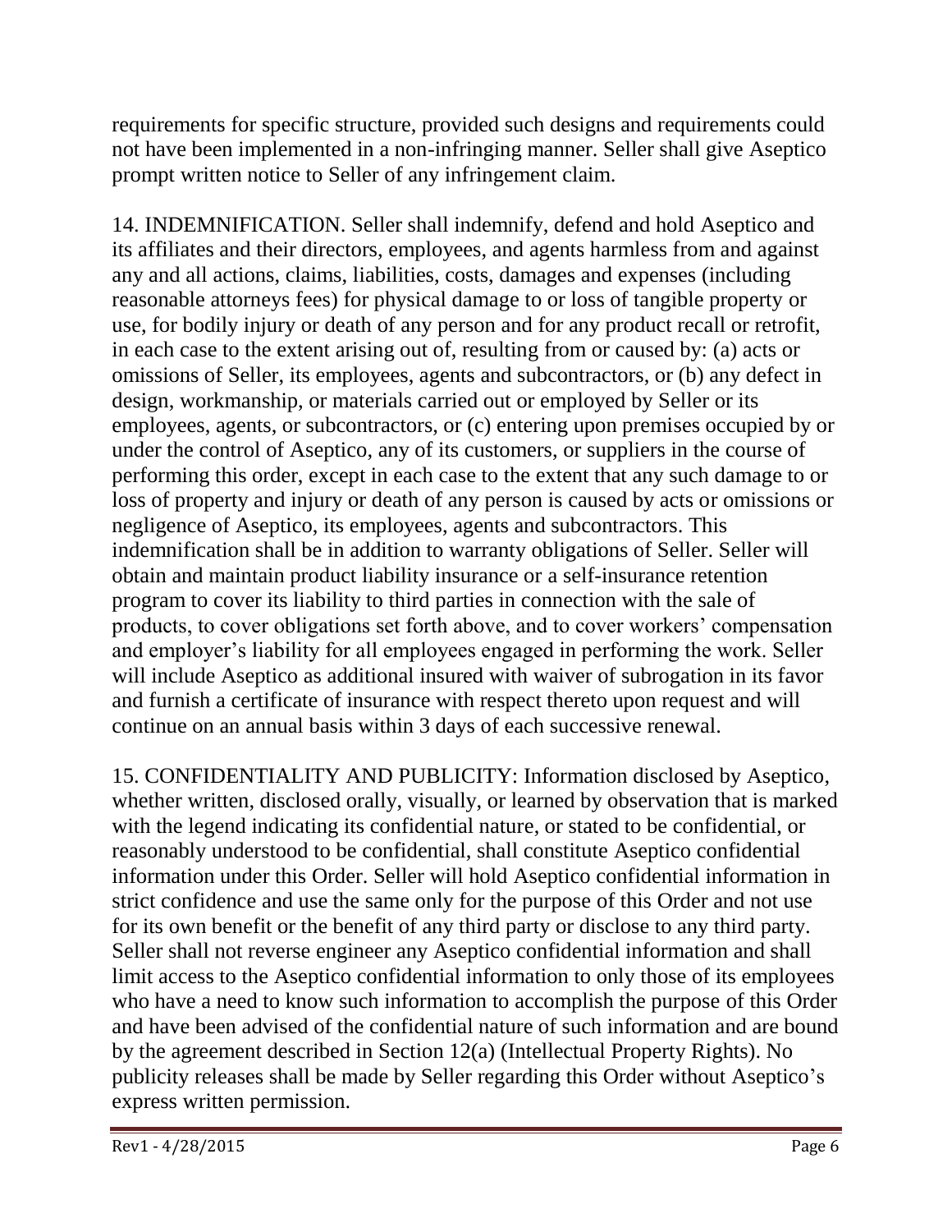requirements for specific structure, provided such designs and requirements could not have been implemented in a non-infringing manner. Seller shall give Aseptico prompt written notice to Seller of any infringement claim.

14. INDEMNIFICATION. Seller shall indemnify, defend and hold Aseptico and its affiliates and their directors, employees, and agents harmless from and against any and all actions, claims, liabilities, costs, damages and expenses (including reasonable attorneys fees) for physical damage to or loss of tangible property or use, for bodily injury or death of any person and for any product recall or retrofit, in each case to the extent arising out of, resulting from or caused by: (a) acts or omissions of Seller, its employees, agents and subcontractors, or (b) any defect in design, workmanship, or materials carried out or employed by Seller or its employees, agents, or subcontractors, or (c) entering upon premises occupied by or under the control of Aseptico, any of its customers, or suppliers in the course of performing this order, except in each case to the extent that any such damage to or loss of property and injury or death of any person is caused by acts or omissions or negligence of Aseptico, its employees, agents and subcontractors. This indemnification shall be in addition to warranty obligations of Seller. Seller will obtain and maintain product liability insurance or a self-insurance retention program to cover its liability to third parties in connection with the sale of products, to cover obligations set forth above, and to cover workers' compensation and employer's liability for all employees engaged in performing the work. Seller will include Aseptico as additional insured with waiver of subrogation in its favor and furnish a certificate of insurance with respect thereto upon request and will continue on an annual basis within 3 days of each successive renewal.

15. CONFIDENTIALITY AND PUBLICITY: Information disclosed by Aseptico, whether written, disclosed orally, visually, or learned by observation that is marked with the legend indicating its confidential nature, or stated to be confidential, or reasonably understood to be confidential, shall constitute Aseptico confidential information under this Order. Seller will hold Aseptico confidential information in strict confidence and use the same only for the purpose of this Order and not use for its own benefit or the benefit of any third party or disclose to any third party. Seller shall not reverse engineer any Aseptico confidential information and shall limit access to the Aseptico confidential information to only those of its employees who have a need to know such information to accomplish the purpose of this Order and have been advised of the confidential nature of such information and are bound by the agreement described in Section 12(a) (Intellectual Property Rights). No publicity releases shall be made by Seller regarding this Order without Aseptico's express written permission.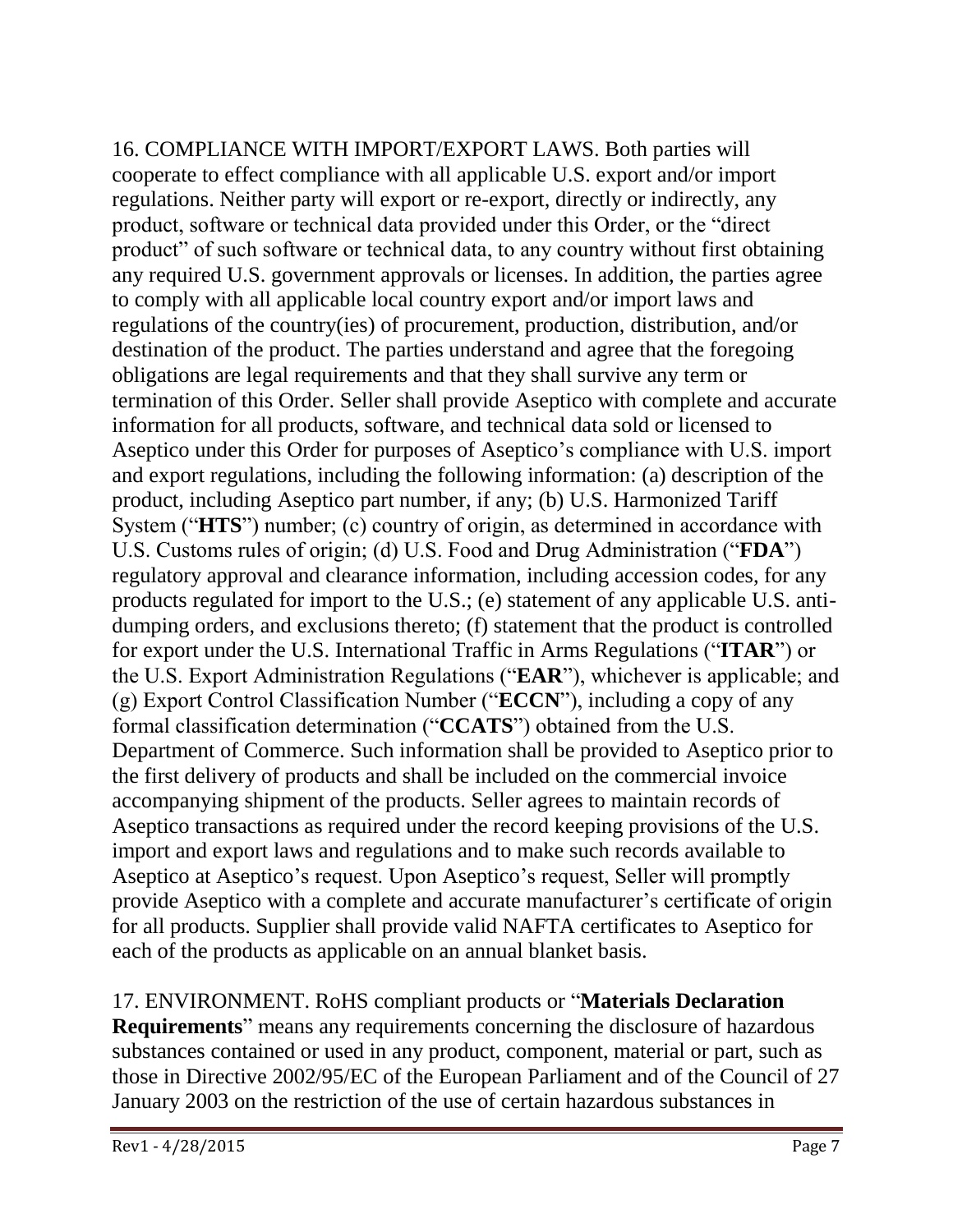16. COMPLIANCE WITH IMPORT/EXPORT LAWS. Both parties will cooperate to effect compliance with all applicable U.S. export and/or import regulations. Neither party will export or re-export, directly or indirectly, any product, software or technical data provided under this Order, or the "direct product" of such software or technical data, to any country without first obtaining any required U.S. government approvals or licenses. In addition, the parties agree to comply with all applicable local country export and/or import laws and regulations of the country(ies) of procurement, production, distribution, and/or destination of the product. The parties understand and agree that the foregoing obligations are legal requirements and that they shall survive any term or termination of this Order. Seller shall provide Aseptico with complete and accurate information for all products, software, and technical data sold or licensed to Aseptico under this Order for purposes of Aseptico's compliance with U.S. import and export regulations, including the following information: (a) description of the product, including Aseptico part number, if any; (b) U.S. Harmonized Tariff System ("**HTS**") number; (c) country of origin, as determined in accordance with U.S. Customs rules of origin; (d) U.S. Food and Drug Administration ("**FDA**") regulatory approval and clearance information, including accession codes, for any products regulated for import to the U.S.; (e) statement of any applicable U.S. anti-dumping orders, and exclusions thereto; (f) statement that the product is controlled for export under the U.S. International Traffic in Arms Regulations ("**ITAR**") or the U.S. Export Administration Regulations ("**EAR**"), whichever is applicable; and (g) Export Control Classification Number ("**ECCN**"), including a copy of any formal classification determination ("**CCATS**") obtained from the U.S. Department of Commerce. Such information shall be provided to Aseptico prior to the first delivery of products and shall be included on the commercial invoice accompanying shipment of the products. Seller agrees to maintain records of Aseptico transactions as required under the record keeping provisions of the U.S. import and export laws and regulations and to make such records available to Aseptico at Aseptico's request. Upon Aseptico's request, Seller will promptly provide Aseptico with a complete and accurate manufacturer's certificate of origin for all products. Supplier shall provide valid NAFTA certificates to Aseptico for each of the products as applicable on an annual blanket basis.

17. ENVIRONMENT. RoHS compliant products or "**Materials Declaration Requirements**" means any requirements concerning the disclosure of hazardous substances contained or used in any product, component, material or part, such as those in Directive 2002/95/EC of the European Parliament and of the Council of 27 January 2003 on the restriction of the use of certain hazardous substances in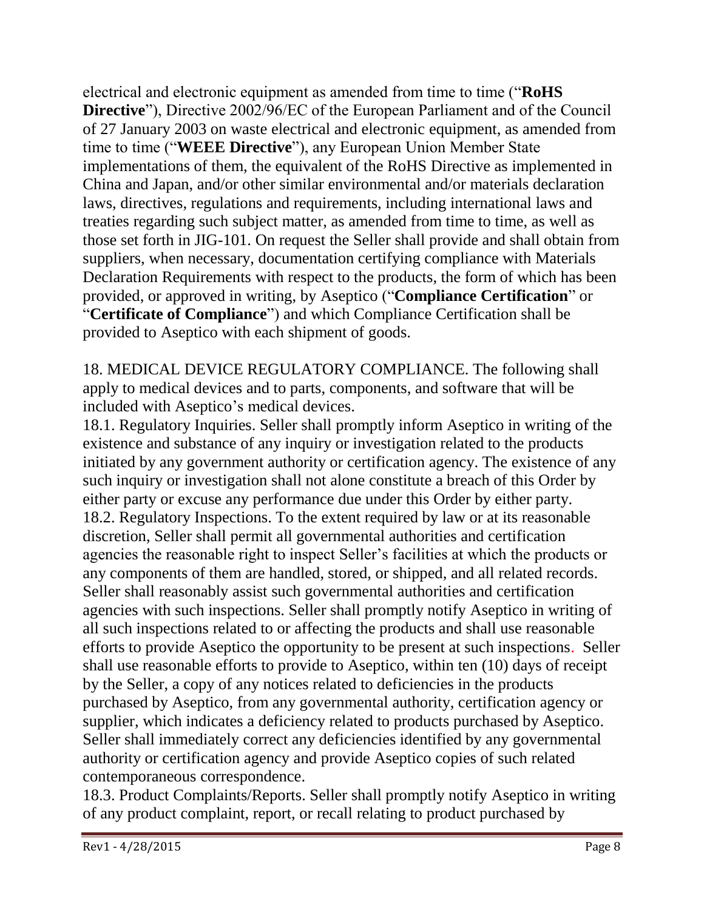electrical and electronic equipment as amended from time to time ("**RoHS Directive**"), Directive 2002/96/EC of the European Parliament and of the Council of 27 January 2003 on waste electrical and electronic equipment, as amended from time to time ("**WEEE Directive**"), any European Union Member State implementations of them, the equivalent of the RoHS Directive as implemented in China and Japan, and/or other similar environmental and/or materials declaration laws, directives, regulations and requirements, including international laws and treaties regarding such subject matter, as amended from time to time, as well as those set forth in JIG-101. On request the Seller shall provide and shall obtain from suppliers, when necessary, documentation certifying compliance with Materials Declaration Requirements with respect to the products, the form of which has been provided, or approved in writing, by Aseptico ("**Compliance Certification**" or "**Certificate of Compliance**") and which Compliance Certification shall be provided to Aseptico with each shipment of goods.

18. MEDICAL DEVICE REGULATORY COMPLIANCE. The following shall apply to medical devices and to parts, components, and software that will be included with Aseptico's medical devices.

18.1. Regulatory Inquiries. Seller shall promptly inform Aseptico in writing of the existence and substance of any inquiry or investigation related to the products initiated by any government authority or certification agency. The existence of any such inquiry or investigation shall not alone constitute a breach of this Order by either party or excuse any performance due under this Order by either party.

18.2. Regulatory Inspections. To the extent required by law or at its reasonable discretion, Seller shall permit all governmental authorities and certification agencies the reasonable right to inspect Seller's facilities at which the products or any components of them are handled, stored, or shipped, and all related records. Seller shall reasonably assist such governmental authorities and certification agencies with such inspections. Seller shall promptly notify Aseptico in writing of all such inspections related to or affecting the products and shall use reasonable efforts to provide Aseptico the opportunity to be present at such inspections. Seller shall use reasonable efforts to provide to Aseptico, within ten (10) days of receipt by the Seller, a copy of any notices related to deficiencies in the products purchased by Aseptico, from any governmental authority, certification agency or supplier, which indicates a deficiency related to products purchased by Aseptico. Seller shall immediately correct any deficiencies identified by any governmental authority or certification agency and provide Aseptico copies of such related contemporaneous correspondence.

18.3. Product Complaints/Reports. Seller shall promptly notify Aseptico in writing of any product complaint, report, or recall relating to product purchased by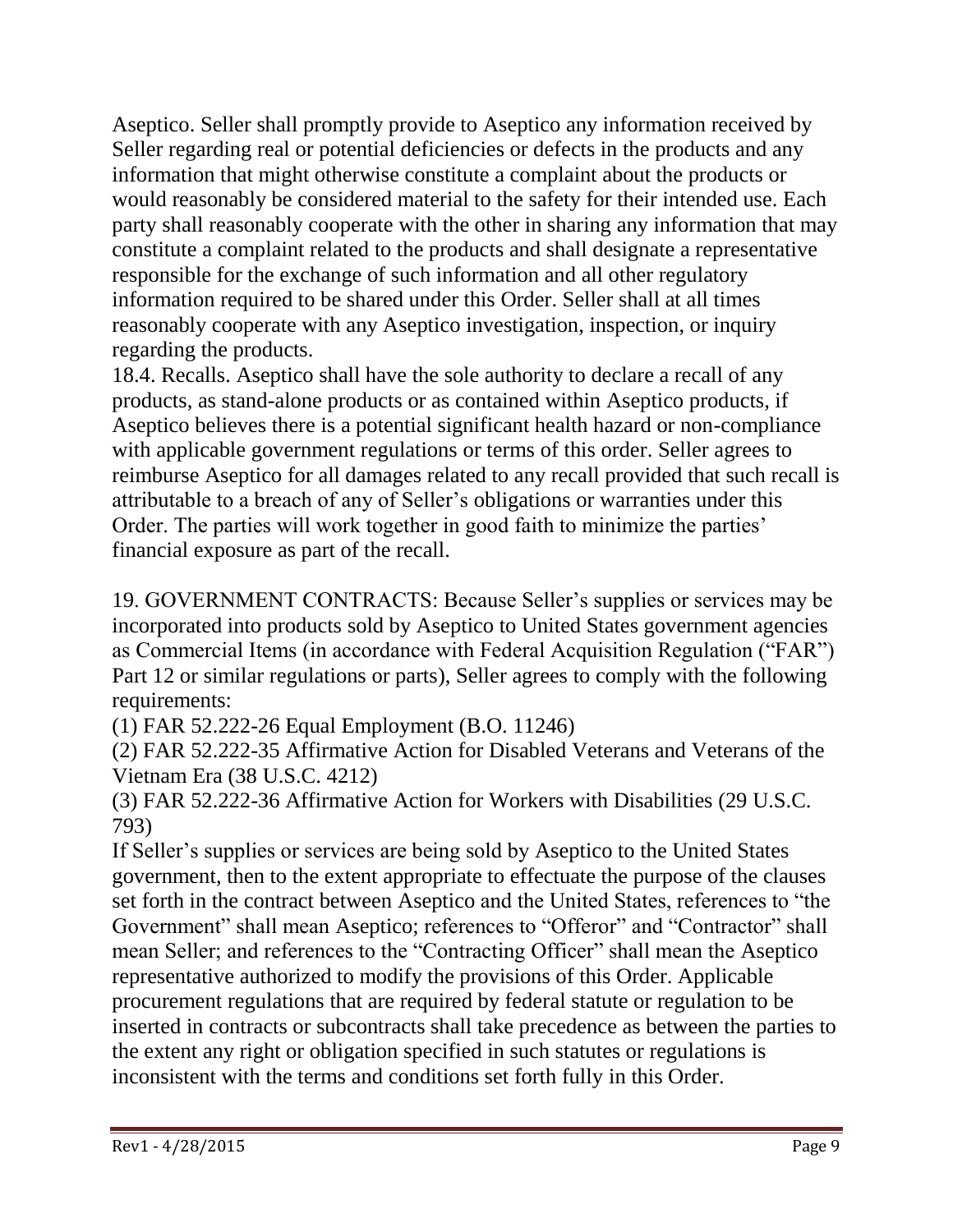Aseptico. Seller shall promptly provide to Aseptico any information received by Seller regarding real or potential deficiencies or defects in the products and any information that might otherwise constitute a complaint about the products or would reasonably be considered material to the safety for their intended use. Each party shall reasonably cooperate with the other in sharing any information that may constitute a complaint related to the products and shall designate a representative responsible for the exchange of such information and all other regulatory information required to be shared under this Order. Seller shall at all times reasonably cooperate with any Aseptico investigation, inspection, or inquiry regarding the products.

18.4. Recalls. Aseptico shall have the sole authority to declare a recall of any products, as stand-alone products or as contained within Aseptico products, if Aseptico believes there is a potential significant health hazard or non-compliance with applicable government regulations or terms of this order. Seller agrees to reimburse Aseptico for all damages related to any recall provided that such recall is attributable to a breach of any of Seller's obligations or warranties under this Order. The parties will work together in good faith to minimize the parties' financial exposure as part of the recall.

19. GOVERNMENT CONTRACTS: Because Seller's supplies or services may be incorporated into products sold by Aseptico to United States government agencies as Commercial Items (in accordance with Federal Acquisition Regulation ("FAR") Part 12 or similar regulations or parts), Seller agrees to comply with the following requirements:

(1) FAR 52.222-26 Equal Employment (B.O. 11246)

(2) FAR 52.222-35 Affirmative Action for Disabled Veterans and Veterans of the Vietnam Era (38 U.S.C. 4212)

(3) FAR 52.222-36 Affirmative Action for Workers with Disabilities (29 U.S.C. 793)

If Seller's supplies or services are being sold by Aseptico to the United States government, then to the extent appropriate to effectuate the purpose of the clauses set forth in the contract between Aseptico and the United States, references to "the Government" shall mean Aseptico; references to "Offeror" and "Contractor" shall mean Seller; and references to the "Contracting Officer" shall mean the Aseptico representative authorized to modify the provisions of this Order. Applicable procurement regulations that are required by federal statute or regulation to be inserted in contracts or subcontracts shall take precedence as between the parties to the extent any right or obligation specified in such statutes or regulations is inconsistent with the terms and conditions set forth fully in this Order.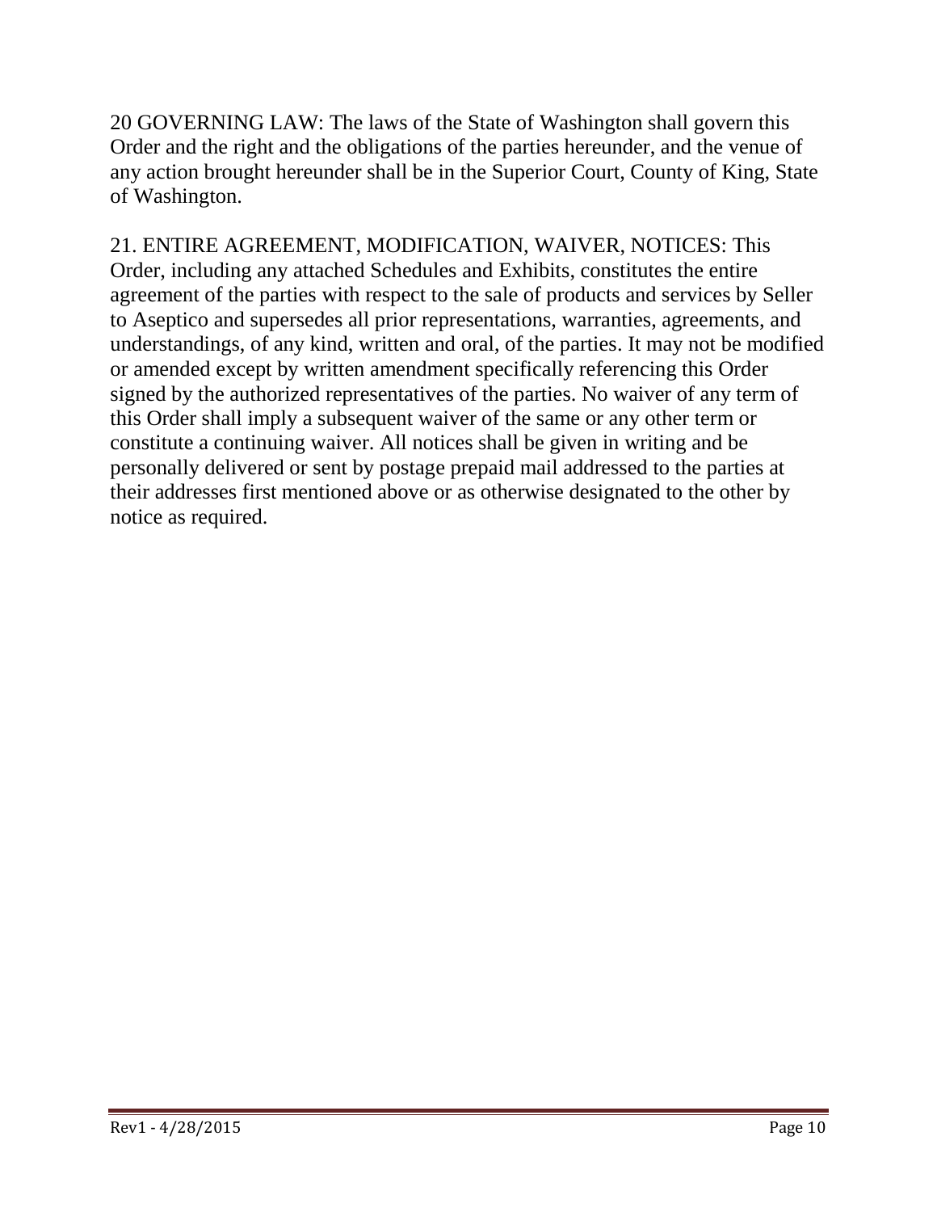20 GOVERNING LAW: The laws of the State of Washington shall govern this Order and the right and the obligations of the parties hereunder, and the venue of any action brought hereunder shall be in the Superior Court, County of King, State of Washington.

21. ENTIRE AGREEMENT, MODIFICATION, WAIVER, NOTICES: This Order, including any attached Schedules and Exhibits, constitutes the entire agreement of the parties with respect to the sale of products and services by Seller to Aseptico and supersedes all prior representations, warranties, agreements, and understandings, of any kind, written and oral, of the parties. It may not be modified or amended except by written amendment specifically referencing this Order signed by the authorized representatives of the parties. No waiver of any term of this Order shall imply a subsequent waiver of the same or any other term or constitute a continuing waiver. All notices shall be given in writing and be personally delivered or sent by postage prepaid mail addressed to the parties at their addresses first mentioned above or as otherwise designated to the other by notice as required.